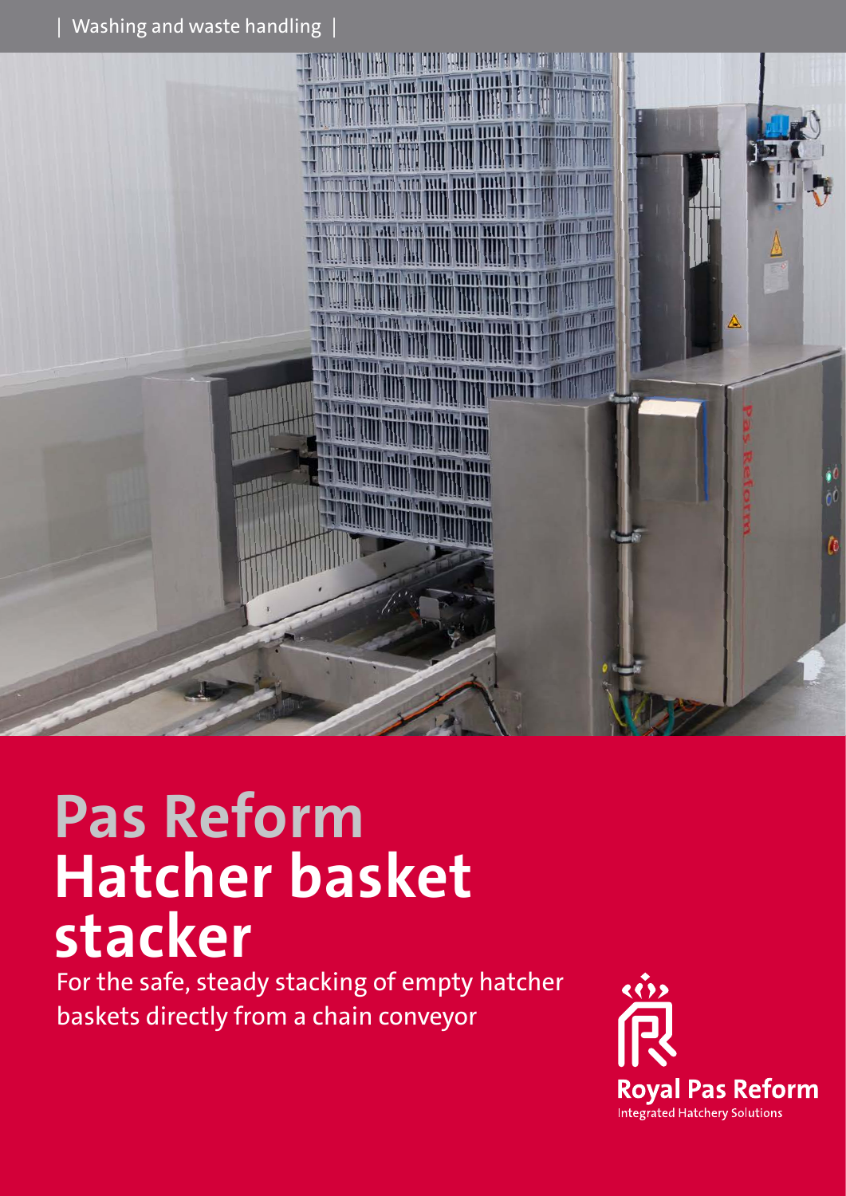| Washing and waste handling |

# Pas Reform Hatcher basket stacker

For the safe, steady stacking of empty hatcher baskets directly from a chain conveyor

Royal Pas Reform
Integrated Hatchery Solutions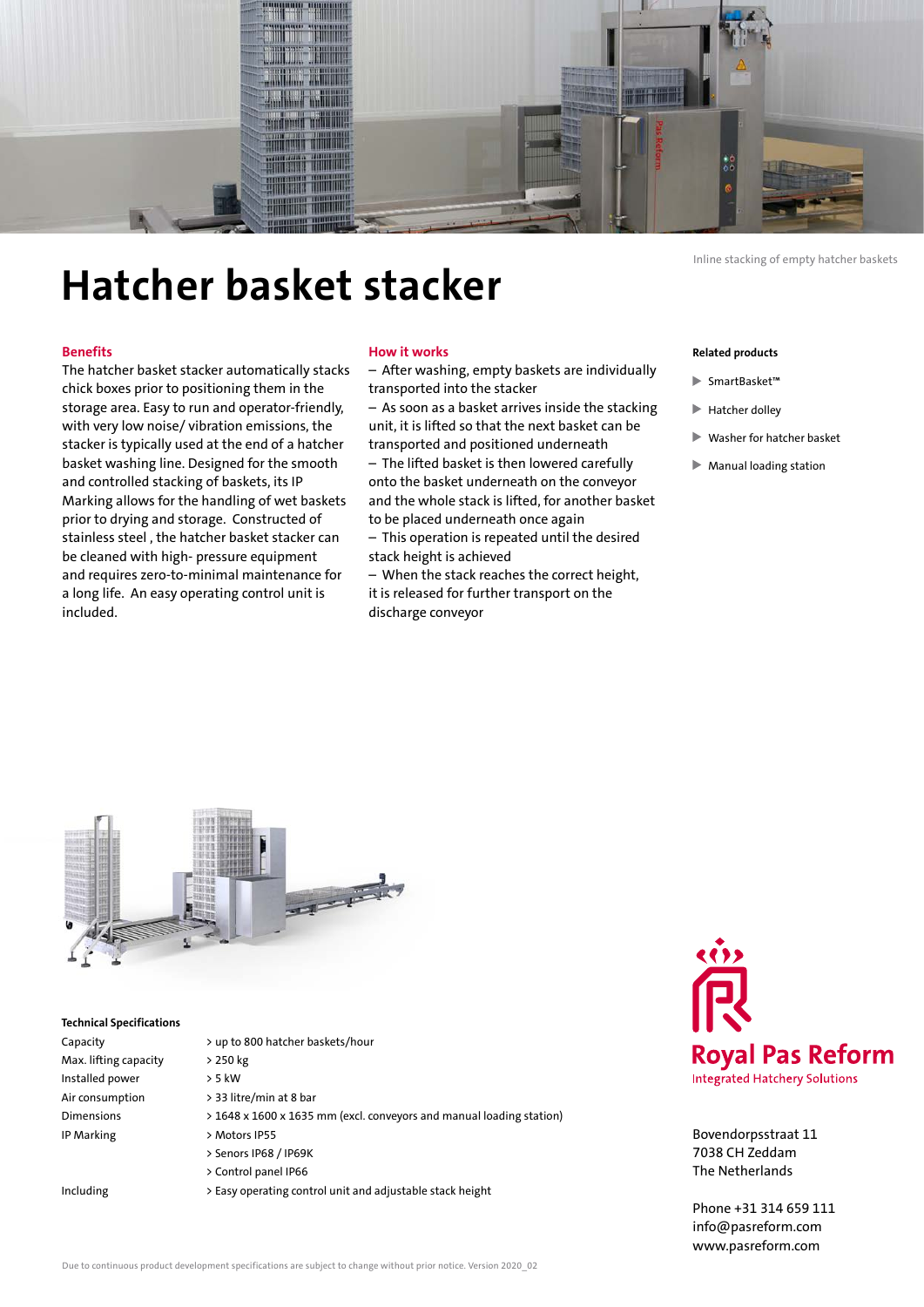Inline stacking of empty hatcher baskets

# Hatcher basket stacker

## Benefits

The hatcher basket stacker automatically stacks chick boxes prior to positioning them in the storage area. Easy to run and operator-friendly, with very low noise/ vibration emissions, the stacker is typically used at the end of a hatcher basket washing line. Designed for the smooth and controlled stacking of baskets, its IP Marking allows for the handling of wet baskets prior to drying and storage.  Constructed of stainless steel , the hatcher basket stacker can be cleaned with high- pressure equipment and requires zero-to-minimal maintenance for a long life.  An easy operating control unit is included.

## How it works

– After washing, empty baskets are individually transported into the stacker
– As soon as a basket arrives inside the stacking unit, it is lifted so that the next basket can be transported and positioned underneath
– The lifted basket is then lowered carefully onto the basket underneath on the conveyor and the whole stack is lifted, for another basket to be placed underneath once again
– This operation is repeated until the desired stack height is achieved
– When the stack reaches the correct height, it is released for further transport on the discharge conveyor

**Related products**

- SmartBasket™
- Hatcher dolley
- Washer for hatcher basket
- Manual loading station

**Technical Specifications**

| | |
|---|---|
| Capacity | > up to 800 hatcher baskets/hour |
| Max. lifting capacity | > 250 kg |
| Installed power | > 5 kW |
| Air consumption | > 33 litre/min at 8 bar |
| Dimensions | > 1648 x 1600 x 1635 mm (excl. conveyors and manual loading station) |
| IP Marking | > Motors IP55 |
| | > Senors IP68 / IP69K |
| | > Control panel IP66 |
| Including | > Easy operating control unit and adjustable stack height |

Royal Pas Reform
Integrated Hatchery Solutions

Bovendorpsstraat 11
7038 CH Zeddam
The Netherlands

Phone +31 314 659 111
info@pasreform.com
www.pasreform.com

Due to continuous product development specifications are subject to change without prior notice. Version 2020_02